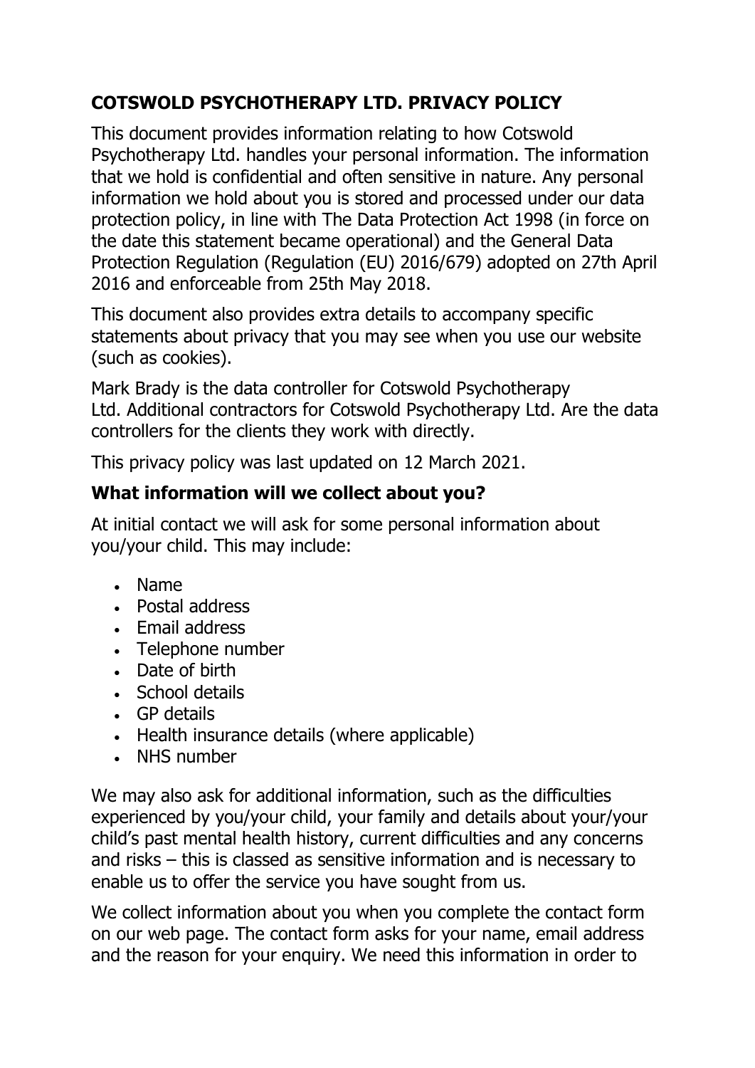## COTSWOLD PSYCHOTHERAPY LTD. PRIVACY POLICY

This document provides information relating to how Cotswold Psychotherapy Ltd. handles your personal information. The information that we hold is confidential and often sensitive in nature. Any personal information we hold about you is stored and processed under our data protection policy, in line with The Data Protection Act 1998 (in force on the date this statement became operational) and the General Data Protection Regulation (Regulation (EU) 2016/679) adopted on 27th April 2016 and enforceable from 25th May 2018.

This document also provides extra details to accompany specific statements about privacy that you may see when you use our website (such as cookies).

Mark Brady is the data controller for Cotswold Psychotherapy Ltd. Additional contractors for Cotswold Psychotherapy Ltd. Are the data controllers for the clients they work with directly.

This privacy policy was last updated on 12 March 2021.

### What information will we collect about you?

At initial contact we will ask for some personal information about you/your child. This may include:

- Name
- Postal address
- Email address
- Telephone number
- Date of birth
- School details
- GP details
- Health insurance details (where applicable)
- NHS number

We may also ask for additional information, such as the difficulties experienced by you/your child, your family and details about your/your child's past mental health history, current difficulties and any concerns and risks – this is classed as sensitive information and is necessary to enable us to offer the service you have sought from us.

We collect information about you when you complete the contact form on our web page. The contact form asks for your name, email address and the reason for your enquiry. We need this information in order to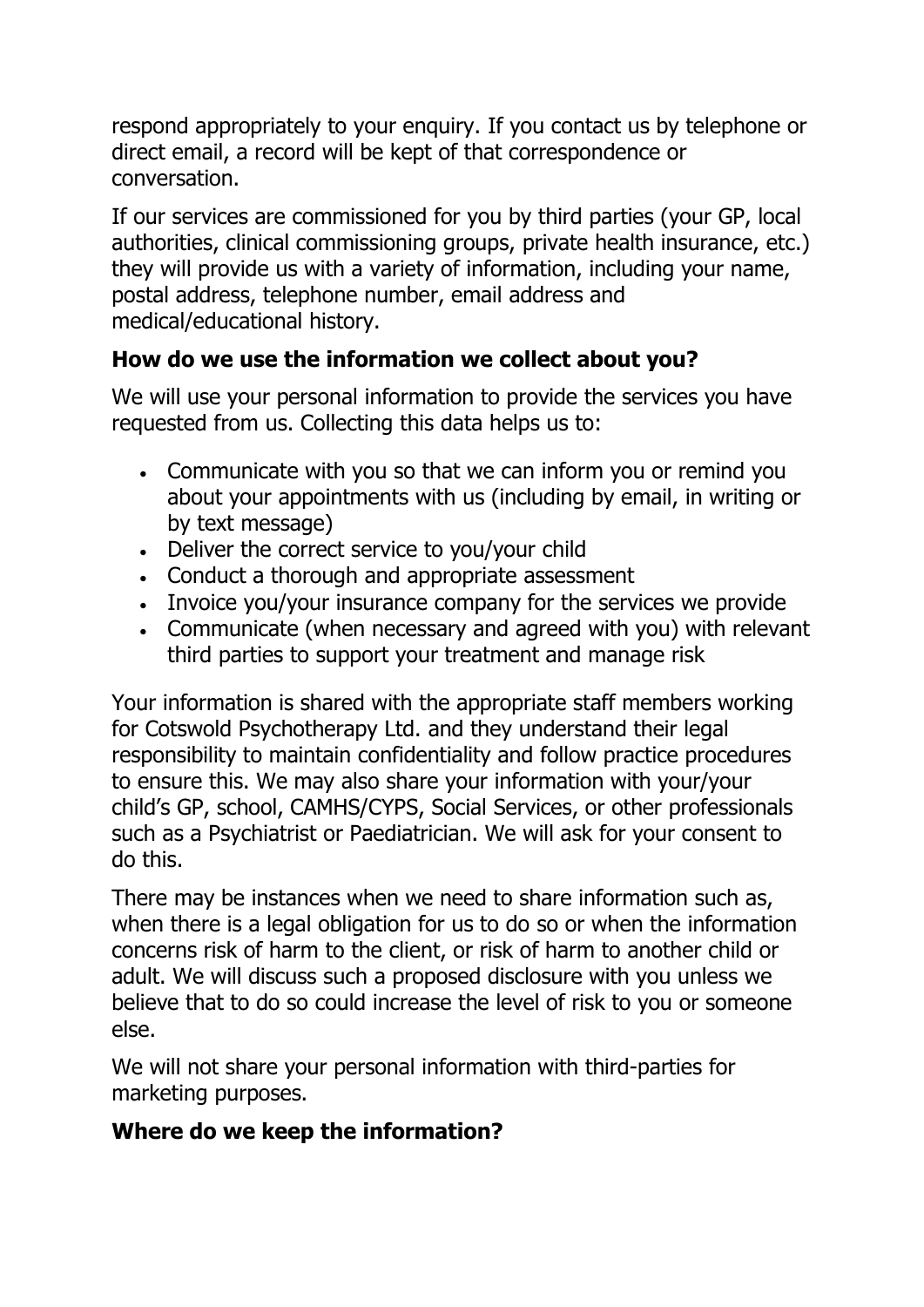respond appropriately to your enquiry. If you contact us by telephone or direct email, a record will be kept of that correspondence or conversation.

If our services are commissioned for you by third parties (your GP, local authorities, clinical commissioning groups, private health insurance, etc.) they will provide us with a variety of information, including your name, postal address, telephone number, email address and medical/educational history.

### How do we use the information we collect about you?

We will use your personal information to provide the services you have requested from us. Collecting this data helps us to:

- Communicate with you so that we can inform you or remind you about your appointments with us (including by email, in writing or by text message)
- Deliver the correct service to you/your child
- Conduct a thorough and appropriate assessment
- Invoice you/your insurance company for the services we provide
- Communicate (when necessary and agreed with you) with relevant third parties to support your treatment and manage risk

Your information is shared with the appropriate staff members working for Cotswold Psychotherapy Ltd. and they understand their legal responsibility to maintain confidentiality and follow practice procedures to ensure this. We may also share your information with your/your child's GP, school, CAMHS/CYPS, Social Services, or other professionals such as a Psychiatrist or Paediatrician. We will ask for your consent to do this.

There may be instances when we need to share information such as, when there is a legal obligation for us to do so or when the information concerns risk of harm to the client, or risk of harm to another child or adult. We will discuss such a proposed disclosure with you unless we believe that to do so could increase the level of risk to you or someone else.

We will not share your personal information with third-parties for marketing purposes.

### Where do we keep the information?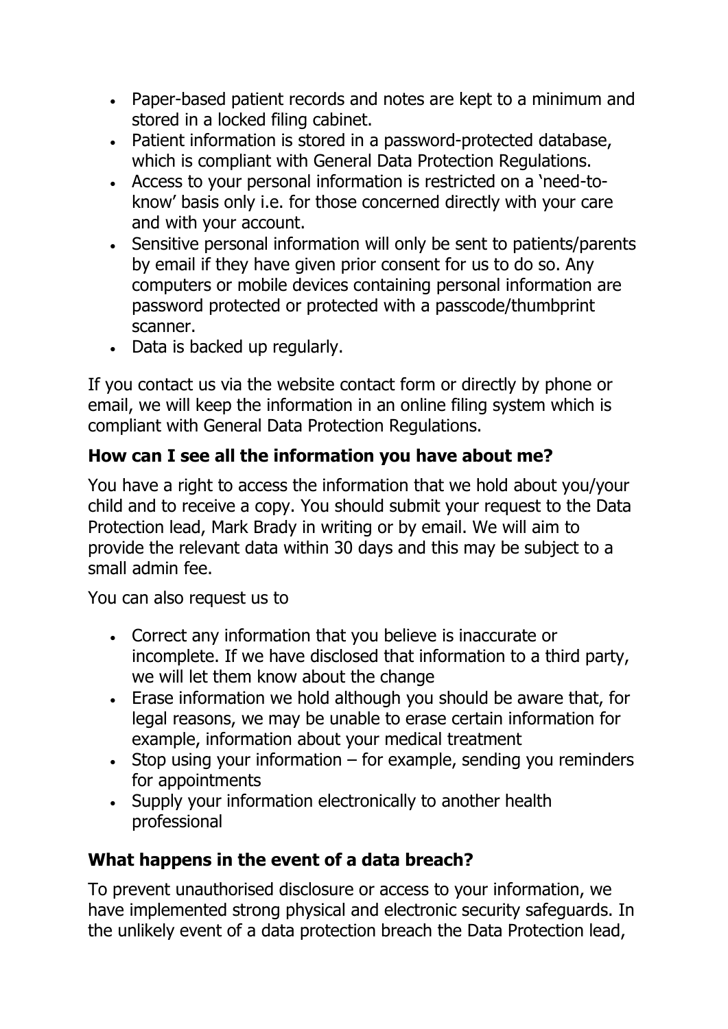- Paper-based patient records and notes are kept to a minimum and stored in a locked filing cabinet.
- Patient information is stored in a password-protected database, which is compliant with General Data Protection Regulations.
- Access to your personal information is restricted on a 'need-to-know' basis only i.e. for those concerned directly with your care and with your account.
- Sensitive personal information will only be sent to patients/parents by email if they have given prior consent for us to do so. Any computers or mobile devices containing personal information are password protected or protected with a passcode/thumbprint scanner.
- Data is backed up regularly.

If you contact us via the website contact form or directly by phone or email, we will keep the information in an online filing system which is compliant with General Data Protection Regulations.

**How can I see all the information you have about me?**

You have a right to access the information that we hold about you/your child and to receive a copy. You should submit your request to the Data Protection lead, Mark Brady in writing or by email. We will aim to provide the relevant data within 30 days and this may be subject to a small admin fee.

You can also request us to

- Correct any information that you believe is inaccurate or incomplete. If we have disclosed that information to a third party, we will let them know about the change
- Erase information we hold although you should be aware that, for legal reasons, we may be unable to erase certain information for example, information about your medical treatment
- Stop using your information – for example, sending you reminders for appointments
- Supply your information electronically to another health professional

**What happens in the event of a data breach?**

To prevent unauthorised disclosure or access to your information, we have implemented strong physical and electronic security safeguards. In the unlikely event of a data protection breach the Data Protection lead,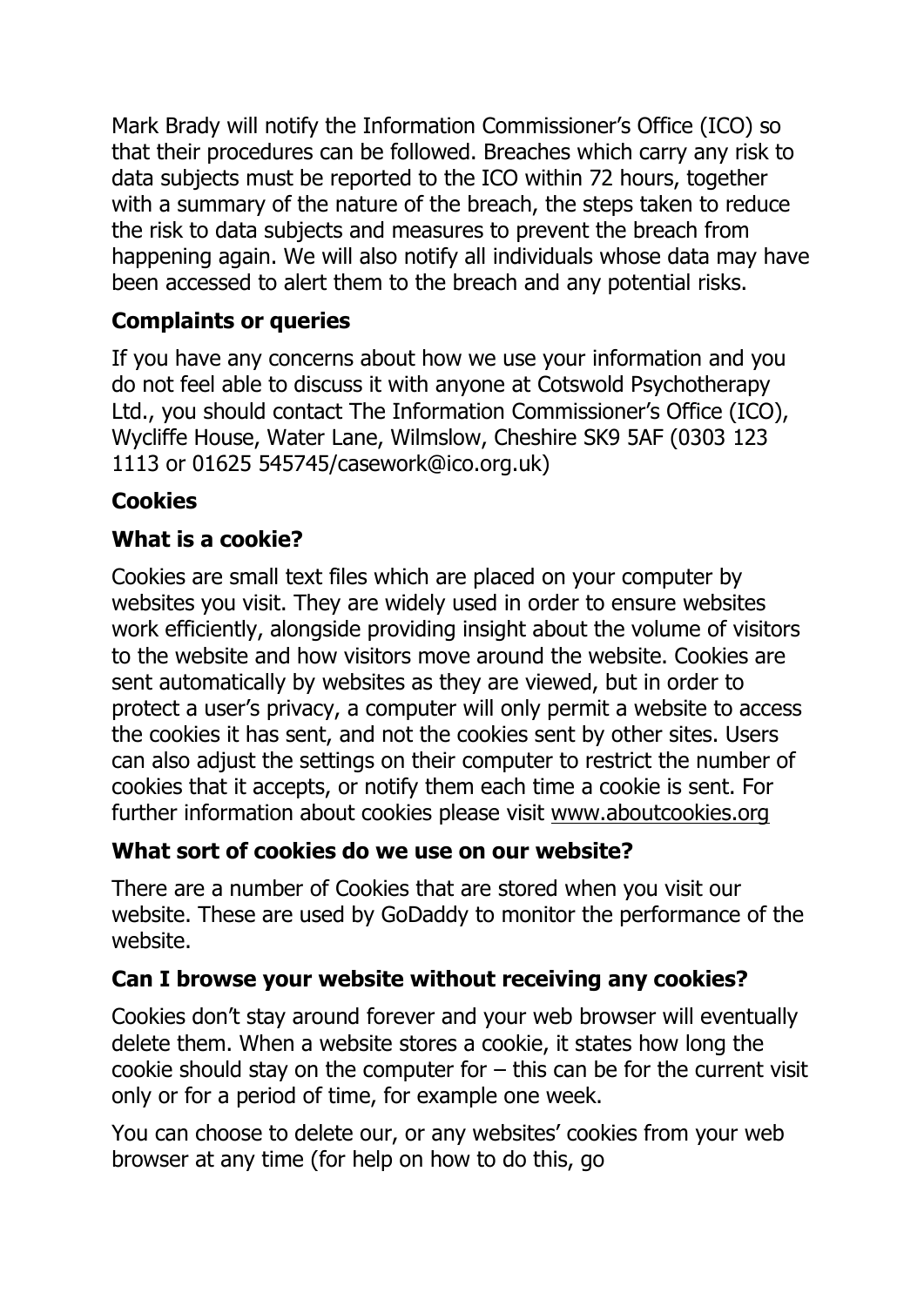Mark Brady will notify the Information Commissioner's Office (ICO) so that their procedures can be followed. Breaches which carry any risk to data subjects must be reported to the ICO within 72 hours, together with a summary of the nature of the breach, the steps taken to reduce the risk to data subjects and measures to prevent the breach from happening again. We will also notify all individuals whose data may have been accessed to alert them to the breach and any potential risks.

## Complaints or queries

If you have any concerns about how we use your information and you do not feel able to discuss it with anyone at Cotswold Psychotherapy Ltd., you should contact The Information Commissioner's Office (ICO), Wycliffe House, Water Lane, Wilmslow, Cheshire SK9 5AF (0303 123 1113 or 01625 545745/casework@ico.org.uk)

## Cookies

### What is a cookie?

Cookies are small text files which are placed on your computer by websites you visit. They are widely used in order to ensure websites work efficiently, alongside providing insight about the volume of visitors to the website and how visitors move around the website. Cookies are sent automatically by websites as they are viewed, but in order to protect a user's privacy, a computer will only permit a website to access the cookies it has sent, and not the cookies sent by other sites. Users can also adjust the settings on their computer to restrict the number of cookies that it accepts, or notify them each time a cookie is sent. For further information about cookies please visit www.aboutcookies.org

### What sort of cookies do we use on our website?

There are a number of Cookies that are stored when you visit our website. These are used by GoDaddy to monitor the performance of the website.

### Can I browse your website without receiving any cookies?

Cookies don't stay around forever and your web browser will eventually delete them. When a website stores a cookie, it states how long the cookie should stay on the computer for – this can be for the current visit only or for a period of time, for example one week.

You can choose to delete our, or any websites' cookies from your web browser at any time (for help on how to do this, go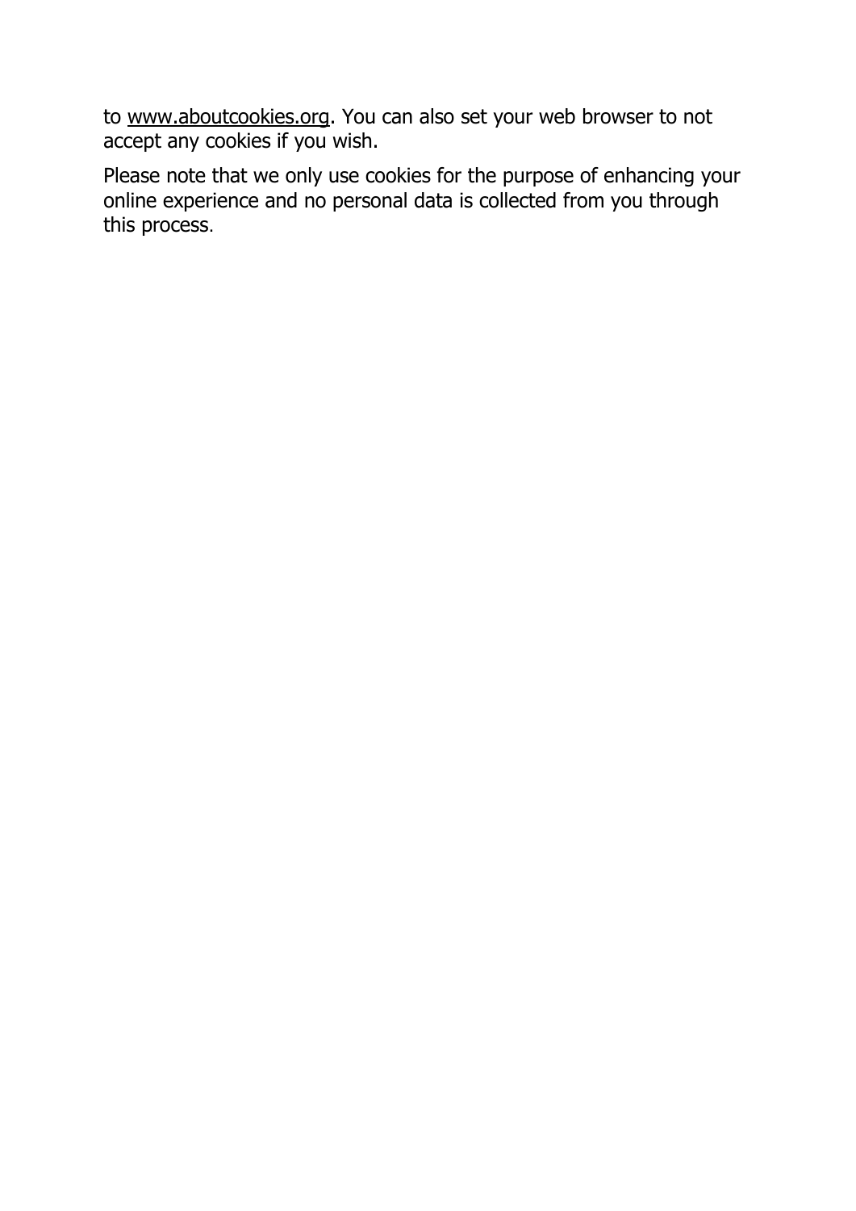to www.aboutcookies.org. You can also set your web browser to not accept any cookies if you wish.

Please note that we only use cookies for the purpose of enhancing your online experience and no personal data is collected from you through this process.